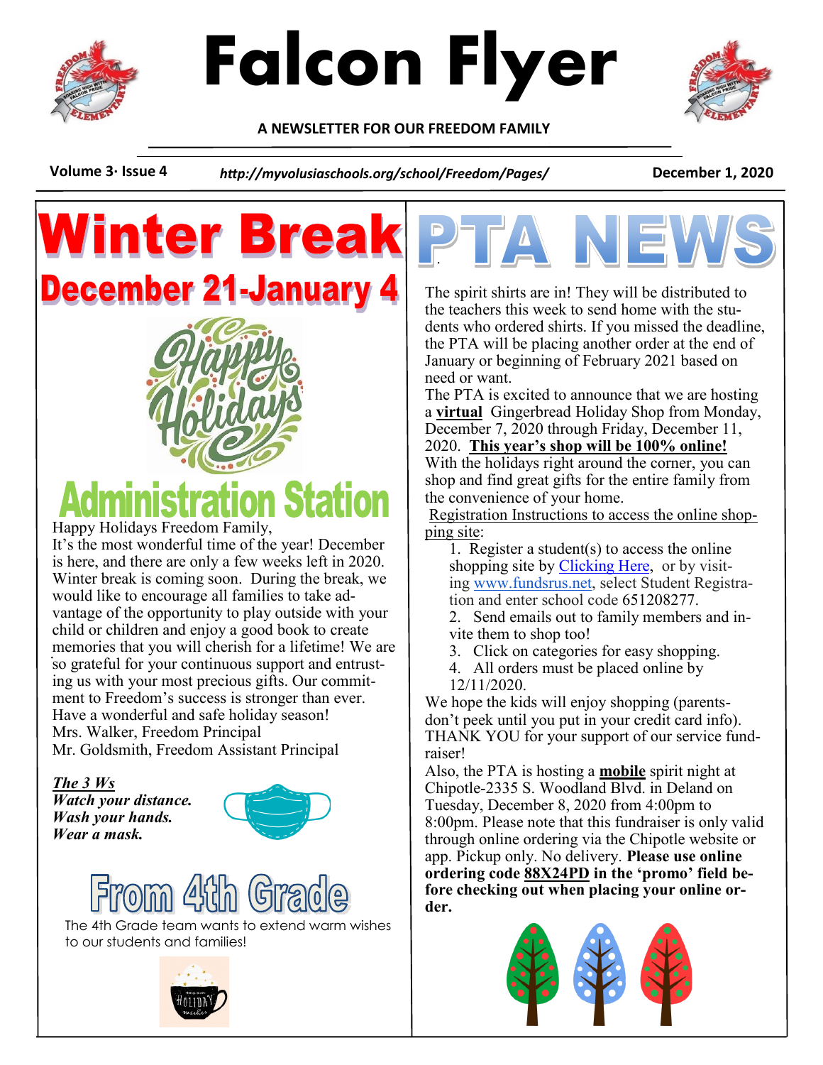# Falcon Flyer

**A NEWSLETTER FOR OUR FREEDOM FAMILY**

**Volume 3· Issue 4** | ***http://myvolusiaschools.org/school/Freedom/Pages/*** | **December 1, 2020**

# Winter Break

## December 21-January 4

Happy Holidays

## Administration Station

Happy Holidays Freedom Family,

It's the most wonderful time of the year! December is here, and there are only a few weeks left in 2020. Winter break is coming soon. During the break, we would like to encourage all families to take advantage of the opportunity to play outside with your child or children and enjoy a good book to create memories that you will cherish for a lifetime! We are so grateful for your continuous support and entrusting us with your most precious gifts. Our commitment to Freedom's success is stronger than ever. Have a wonderful and safe holiday season!

Mrs. Walker, Freedom Principal
Mr. Goldsmith, Freedom Assistant Principal

***The 3 Ws***
***Watch your distance.***
***Wash your hands.***
***Wear a mask.***

## From 4th Grade

The 4th Grade team wants to extend warm wishes to our students and families!

# PTA NEWS

The spirit shirts are in! They will be distributed to the teachers this week to send home with the students who ordered shirts. If you missed the deadline, the PTA will be placing another order at the end of January or beginning of February 2021 based on need or want.

The PTA is excited to announce that we are hosting a **virtual** Gingerbread Holiday Shop from Monday, December 7, 2020 through Friday, December 11, 2020. **This year's shop will be 100% online!** With the holidays right around the corner, you can shop and find great gifts for the entire family from the convenience of your home.

Registration Instructions to access the online shopping site:

1. Register a student(s) to access the online shopping site by Clicking Here, or by visiting www.fundsrus.net, select Student Registration and enter school code 651208277.
2. Send emails out to family members and invite them to shop too!
3. Click on categories for easy shopping.
4. All orders must be placed online by 12/11/2020.

We hope the kids will enjoy shopping (parents- don't peek until you put in your credit card info). THANK YOU for your support of our service fundraiser!

Also, the PTA is hosting a **mobile** spirit night at Chipotle-2335 S. Woodland Blvd. in Deland on Tuesday, December 8, 2020 from 4:00pm to 8:00pm. Please note that this fundraiser is only valid through online ordering via the Chipotle website or app. Pickup only. No delivery. **Please use online ordering code 88X24PD in the 'promo' field before checking out when placing your online order.**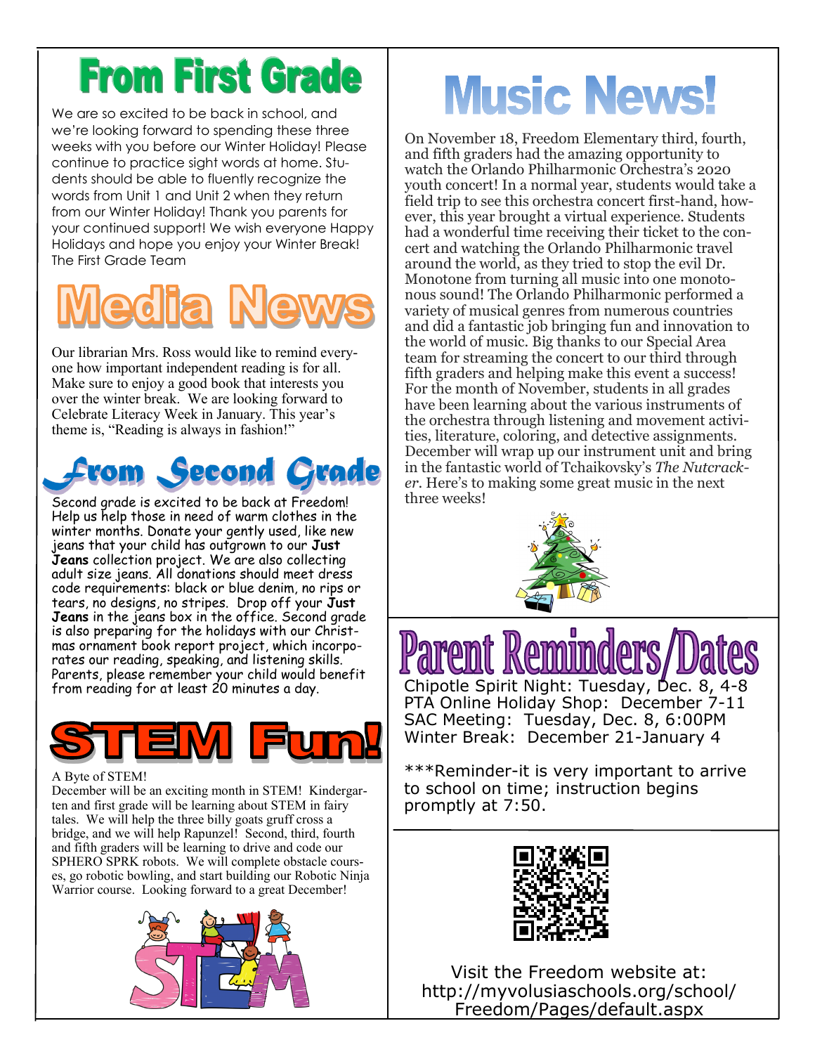# From First Grade

We are so excited to be back in school, and we're looking forward to spending these three weeks with you before our Winter Holiday! Please continue to practice sight words at home. Students should be able to fluently recognize the words from Unit 1 and Unit 2 when they return from our Winter Holiday! Thank you parents for your continued support! We wish everyone Happy Holidays and hope you enjoy your Winter Break!
The First Grade Team

# Media News

Our librarian Mrs. Ross would like to remind everyone how important independent reading is for all. Make sure to enjoy a good book that interests you over the winter break. We are looking forward to Celebrate Literacy Week in January. This year's theme is, "Reading is always in fashion!"

# From Second Grade

Second grade is excited to be back at Freedom! Help us help those in need of warm clothes in the winter months. Donate your gently used, like new jeans that your child has outgrown to our **Just Jeans** collection project. We are also collecting adult size jeans. All donations should meet dress code requirements: black or blue denim, no rips or tears, no designs, no stripes. Drop off your **Just Jeans** in the jeans box in the office. Second grade is also preparing for the holidays with our Christmas ornament book report project, which incorporates our reading, speaking, and listening skills. Parents, please remember your child would benefit from reading for at least 20 minutes a day.

# STEM Fun!

A Byte of STEM!
December will be an exciting month in STEM! Kindergarten and first grade will be learning about STEM in fairy tales. We will help the three billy goats gruff cross a bridge, and we will help Rapunzel! Second, third, fourth and fifth graders will be learning to drive and code our SPHERO SPRK robots. We will complete obstacle courses, go robotic bowling, and start building our Robotic Ninja Warrior course. Looking forward to a great December!

# Music News!

On November 18, Freedom Elementary third, fourth, and fifth graders had the amazing opportunity to watch the Orlando Philharmonic Orchestra's 2020 youth concert! In a normal year, students would take a field trip to see this orchestra concert first-hand, however, this year brought a virtual experience. Students had a wonderful time receiving their ticket to the concert and watching the Orlando Philharmonic travel around the world, as they tried to stop the evil Dr. Monotone from turning all music into one monotonous sound! The Orlando Philharmonic performed a variety of musical genres from numerous countries and did a fantastic job bringing fun and innovation to the world of music. Big thanks to our Special Area team for streaming the concert to our third through fifth graders and helping make this event a success! For the month of November, students in all grades have been learning about the various instruments of the orchestra through listening and movement activities, literature, coloring, and detective assignments. December will wrap up our instrument unit and bring in the fantastic world of Tchaikovsky's *The Nutcracker*. Here's to making some great music in the next three weeks!

# Parent Reminders/Dates

Chipotle Spirit Night: Tuesday, Dec. 8, 4-8
PTA Online Holiday Shop: December 7-11
SAC Meeting: Tuesday, Dec. 8, 6:00PM
Winter Break: December 21-January 4

***Reminder-it is very important to arrive to school on time; instruction begins promptly at 7:50.

Visit the Freedom website at: http://myvolusiaschools.org/school/Freedom/Pages/default.aspx